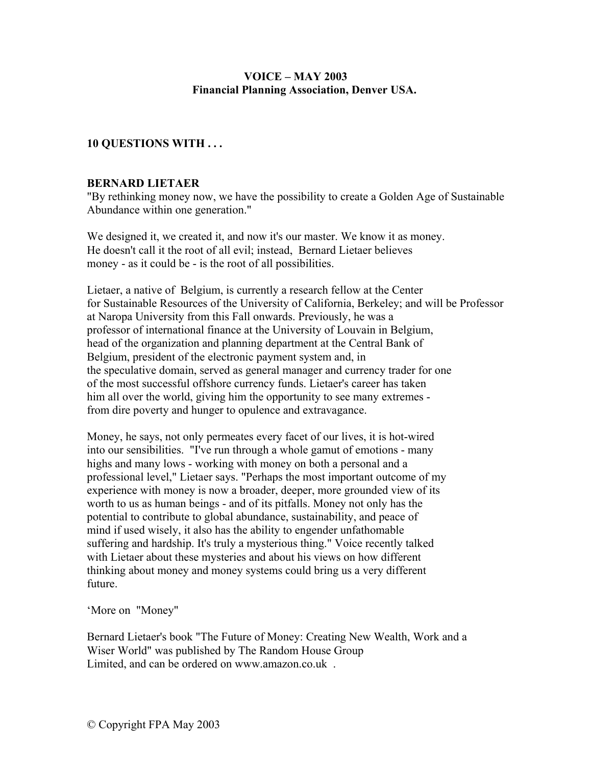**VOICE – MAY 2003**
**Financial Planning Association, Denver USA.**

## 10 QUESTIONS WITH . . .

### BERNARD LIETAER

"By rethinking money now, we have the possibility to create a Golden Age of Sustainable Abundance within one generation."

We designed it, we created it, and now it's our master. We know it as money. He doesn't call it the root of all evil; instead, Bernard Lietaer believes money - as it could be - is the root of all possibilities.

Lietaer, a native of Belgium, is currently a research fellow at the Center for Sustainable Resources of the University of California, Berkeley; and will be Professor at Naropa University from this Fall onwards. Previously, he was a professor of international finance at the University of Louvain in Belgium, head of the organization and planning department at the Central Bank of Belgium, president of the electronic payment system and, in the speculative domain, served as general manager and currency trader for one of the most successful offshore currency funds. Lietaer's career has taken him all over the world, giving him the opportunity to see many extremes - from dire poverty and hunger to opulence and extravagance.

Money, he says, not only permeates every facet of our lives, it is hot-wired into our sensibilities. "I've run through a whole gamut of emotions - many highs and many lows - working with money on both a personal and a professional level," Lietaer says. "Perhaps the most important outcome of my experience with money is now a broader, deeper, more grounded view of its worth to us as human beings - and of its pitfalls. Money not only has the potential to contribute to global abundance, sustainability, and peace of mind if used wisely, it also has the ability to engender unfathomable suffering and hardship. It's truly a mysterious thing." Voice recently talked with Lietaer about these mysteries and about his views on how different thinking about money and money systems could bring us a very different future.

'More on "Money"

Bernard Lietaer's book "The Future of Money: Creating New Wealth, Work and a Wiser World" was published by The Random House Group Limited, and can be ordered on www.amazon.co.uk .

© Copyright FPA May 2003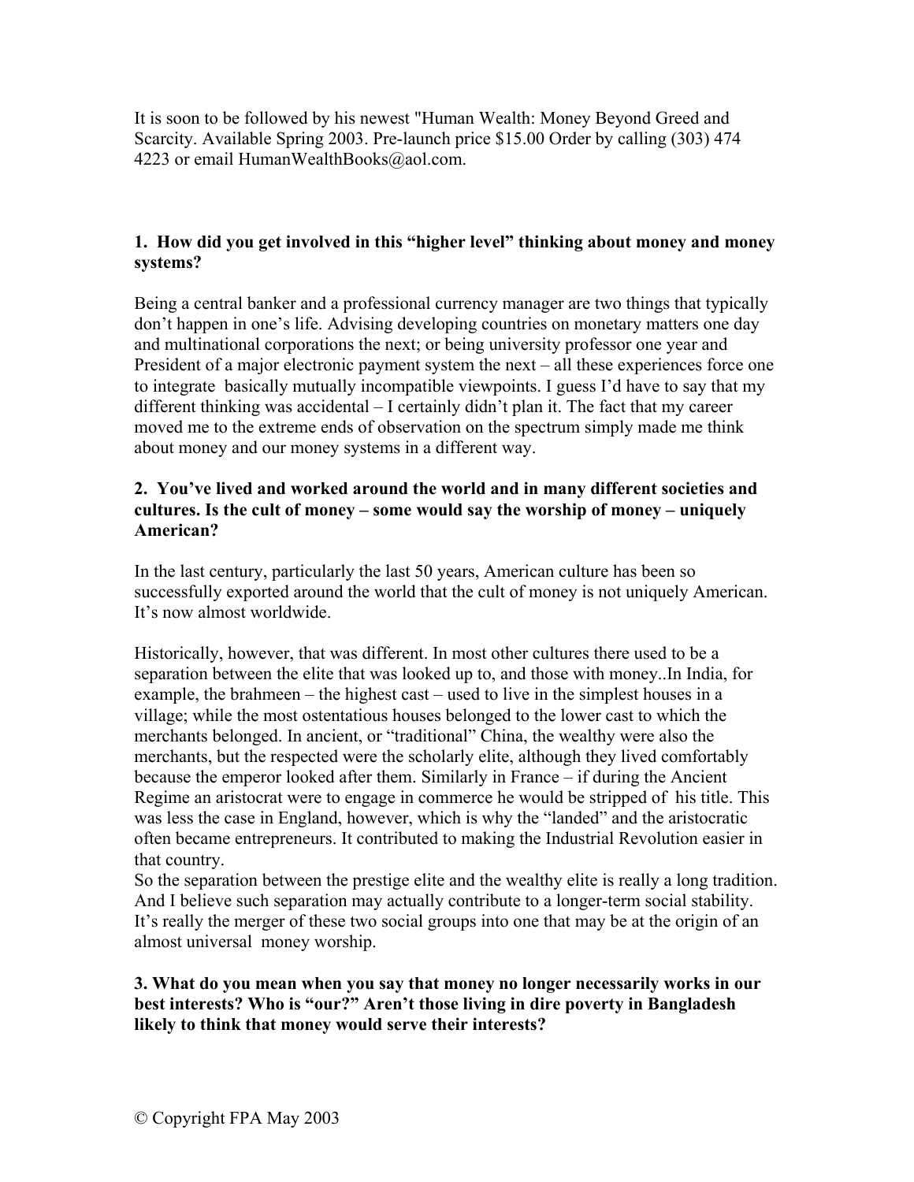It is soon to be followed by his newest "Human Wealth: Money Beyond Greed and Scarcity. Available Spring 2003. Pre-launch price $15.00 Order by calling (303) 474 4223 or email HumanWealthBooks@aol.com.

**1. How did you get involved in this "higher level" thinking about money and money systems?**

Being a central banker and a professional currency manager are two things that typically don't happen in one's life. Advising developing countries on monetary matters one day and multinational corporations the next; or being university professor one year and President of a major electronic payment system the next – all these experiences force one to integrate basically mutually incompatible viewpoints. I guess I'd have to say that my different thinking was accidental – I certainly didn't plan it. The fact that my career moved me to the extreme ends of observation on the spectrum simply made me think about money and our money systems in a different way.

**2. You've lived and worked around the world and in many different societies and cultures. Is the cult of money – some would say the worship of money – uniquely American?**

In the last century, particularly the last 50 years, American culture has been so successfully exported around the world that the cult of money is not uniquely American. It's now almost worldwide.

Historically, however, that was different. In most other cultures there used to be a separation between the elite that was looked up to, and those with money..In India, for example, the brahmeen – the highest cast – used to live in the simplest houses in a village; while the most ostentatious houses belonged to the lower cast to which the merchants belonged. In ancient, or "traditional" China, the wealthy were also the merchants, but the respected were the scholarly elite, although they lived comfortably because the emperor looked after them. Similarly in France – if during the Ancient Regime an aristocrat were to engage in commerce he would be stripped of his title. This was less the case in England, however, which is why the "landed" and the aristocratic often became entrepreneurs. It contributed to making the Industrial Revolution easier in that country.
So the separation between the prestige elite and the wealthy elite is really a long tradition. And I believe such separation may actually contribute to a longer-term social stability. It's really the merger of these two social groups into one that may be at the origin of an almost universal money worship.

**3. What do you mean when you say that money no longer necessarily works in our best interests? Who is "our?" Aren't those living in dire poverty in Bangladesh likely to think that money would serve their interests?**

© Copyright FPA May 2003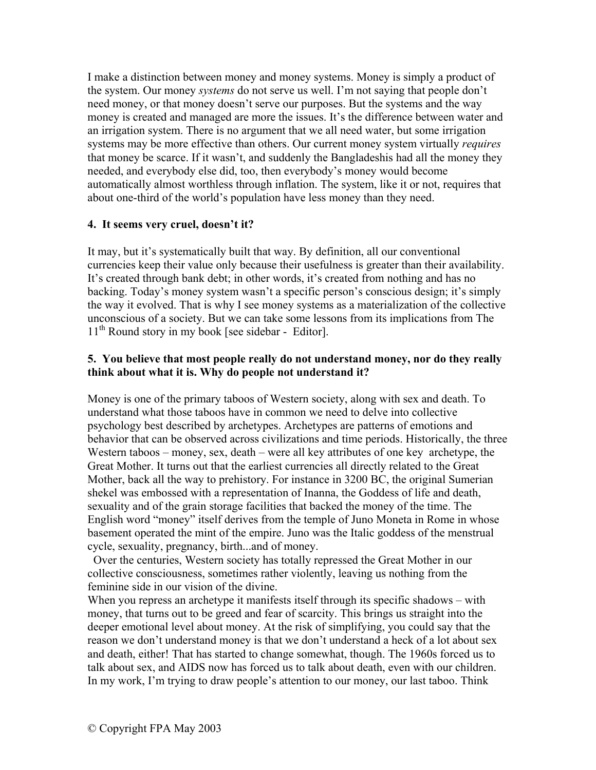I make a distinction between money and money systems. Money is simply a product of the system. Our money *systems* do not serve us well. I'm not saying that people don't need money, or that money doesn't serve our purposes. But the systems and the way money is created and managed are more the issues. It's the difference between water and an irrigation system. There is no argument that we all need water, but some irrigation systems may be more effective than others. Our current money system virtually *requires* that money be scarce. If it wasn't, and suddenly the Bangladeshis had all the money they needed, and everybody else did, too, then everybody's money would become automatically almost worthless through inflation. The system, like it or not, requires that about one-third of the world's population have less money than they need.

**4. It seems very cruel, doesn't it?**

It may, but it's systematically built that way. By definition, all our conventional currencies keep their value only because their usefulness is greater than their availability. It's created through bank debt; in other words, it's created from nothing and has no backing. Today's money system wasn't a specific person's conscious design; it's simply the way it evolved. That is why I see money systems as a materialization of the collective unconscious of a society. But we can take some lessons from its implications from The 11th Round story in my book [see sidebar - Editor].

**5. You believe that most people really do not understand money, nor do they really think about what it is. Why do people not understand it?**

Money is one of the primary taboos of Western society, along with sex and death. To understand what those taboos have in common we need to delve into collective psychology best described by archetypes. Archetypes are patterns of emotions and behavior that can be observed across civilizations and time periods. Historically, the three Western taboos – money, sex, death – were all key attributes of one key archetype, the Great Mother. It turns out that the earliest currencies all directly related to the Great Mother, back all the way to prehistory. For instance in 3200 BC, the original Sumerian shekel was embossed with a representation of Inanna, the Goddess of life and death, sexuality and of the grain storage facilities that backed the money of the time. The English word "money" itself derives from the temple of Juno Moneta in Rome in whose basement operated the mint of the empire. Juno was the Italic goddess of the menstrual cycle, sexuality, pregnancy, birth...and of money.

Over the centuries, Western society has totally repressed the Great Mother in our collective consciousness, sometimes rather violently, leaving us nothing from the feminine side in our vision of the divine.

When you repress an archetype it manifests itself through its specific shadows – with money, that turns out to be greed and fear of scarcity. This brings us straight into the deeper emotional level about money. At the risk of simplifying, you could say that the reason we don't understand money is that we don't understand a heck of a lot about sex and death, either! That has started to change somewhat, though. The 1960s forced us to talk about sex, and AIDS now has forced us to talk about death, even with our children. In my work, I'm trying to draw people's attention to our money, our last taboo. Think

© Copyright FPA May 2003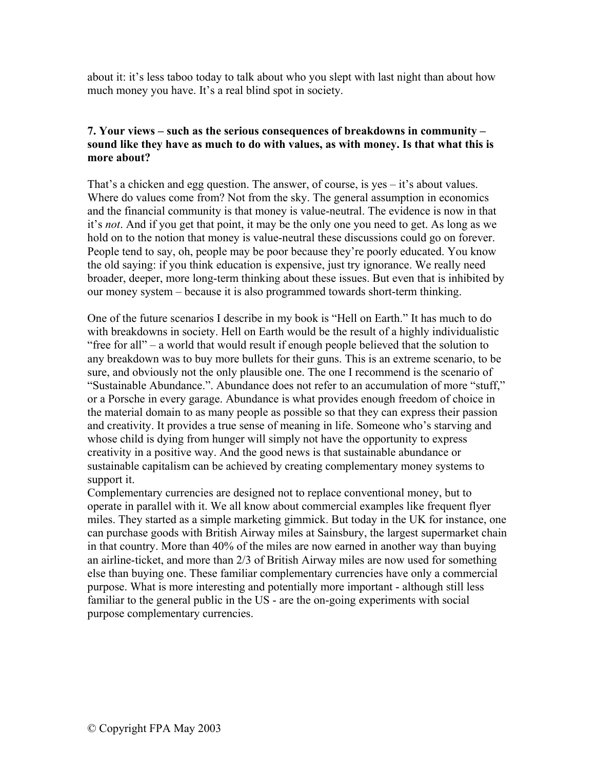about it: it's less taboo today to talk about who you slept with last night than about how much money you have. It's a real blind spot in society.

**7. Your views – such as the serious consequences of breakdowns in community – sound like they have as much to do with values, as with money. Is that what this is more about?**

That's a chicken and egg question. The answer, of course, is yes – it's about values. Where do values come from? Not from the sky. The general assumption in economics and the financial community is that money is value-neutral. The evidence is now in that it's *not*. And if you get that point, it may be the only one you need to get. As long as we hold on to the notion that money is value-neutral these discussions could go on forever. People tend to say, oh, people may be poor because they're poorly educated. You know the old saying: if you think education is expensive, just try ignorance. We really need broader, deeper, more long-term thinking about these issues. But even that is inhibited by our money system – because it is also programmed towards short-term thinking.

One of the future scenarios I describe in my book is "Hell on Earth." It has much to do with breakdowns in society. Hell on Earth would be the result of a highly individualistic "free for all" – a world that would result if enough people believed that the solution to any breakdown was to buy more bullets for their guns. This is an extreme scenario, to be sure, and obviously not the only plausible one. The one I recommend is the scenario of "Sustainable Abundance.". Abundance does not refer to an accumulation of more "stuff," or a Porsche in every garage. Abundance is what provides enough freedom of choice in the material domain to as many people as possible so that they can express their passion and creativity. It provides a true sense of meaning in life. Someone who's starving and whose child is dying from hunger will simply not have the opportunity to express creativity in a positive way. And the good news is that sustainable abundance or sustainable capitalism can be achieved by creating complementary money systems to support it.

Complementary currencies are designed not to replace conventional money, but to operate in parallel with it. We all know about commercial examples like frequent flyer miles. They started as a simple marketing gimmick. But today in the UK for instance, one can purchase goods with British Airway miles at Sainsbury, the largest supermarket chain in that country. More than 40% of the miles are now earned in another way than buying an airline-ticket, and more than 2/3 of British Airway miles are now used for something else than buying one. These familiar complementary currencies have only a commercial purpose. What is more interesting and potentially more important - although still less familiar to the general public in the US - are the on-going experiments with social purpose complementary currencies.

© Copyright FPA May 2003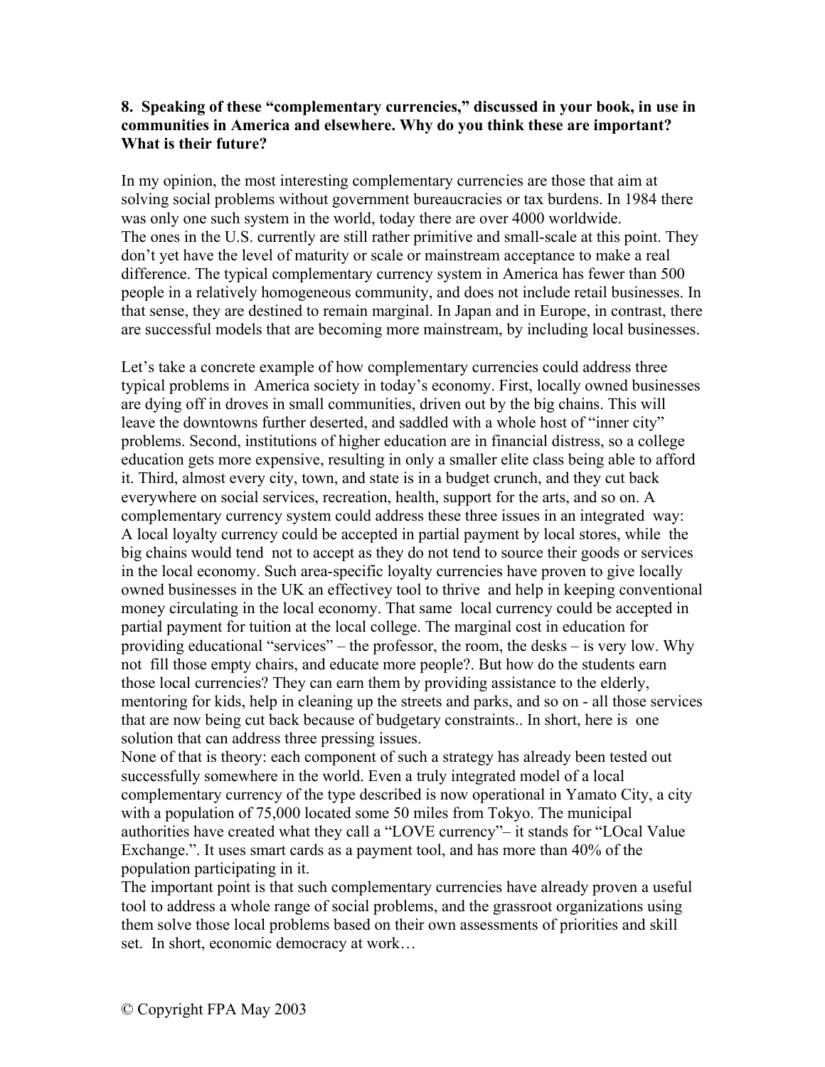**8. Speaking of these "complementary currencies," discussed in your book, in use in communities in America and elsewhere. Why do you think these are important? What is their future?**

In my opinion, the most interesting complementary currencies are those that aim at solving social problems without government bureaucracies or tax burdens. In 1984 there was only one such system in the world, today there are over 4000 worldwide.
The ones in the U.S. currently are still rather primitive and small-scale at this point. They don't yet have the level of maturity or scale or mainstream acceptance to make a real difference. The typical complementary currency system in America has fewer than 500 people in a relatively homogeneous community, and does not include retail businesses. In that sense, they are destined to remain marginal. In Japan and in Europe, in contrast, there are successful models that are becoming more mainstream, by including local businesses.

Let's take a concrete example of how complementary currencies could address three typical problems in America society in today's economy. First, locally owned businesses are dying off in droves in small communities, driven out by the big chains. This will leave the downtowns further deserted, and saddled with a whole host of "inner city" problems. Second, institutions of higher education are in financial distress, so a college education gets more expensive, resulting in only a smaller elite class being able to afford it. Third, almost every city, town, and state is in a budget crunch, and they cut back everywhere on social services, recreation, health, support for the arts, and so on. A complementary currency system could address these three issues in an integrated way: A local loyalty currency could be accepted in partial payment by local stores, while the big chains would tend not to accept as they do not tend to source their goods or services in the local economy. Such area-specific loyalty currencies have proven to give locally owned businesses in the UK an effectivey tool to thrive and help in keeping conventional money circulating in the local economy. That same local currency could be accepted in partial payment for tuition at the local college. The marginal cost in education for providing educational "services" – the professor, the room, the desks – is very low. Why not fill those empty chairs, and educate more people?. But how do the students earn those local currencies? They can earn them by providing assistance to the elderly, mentoring for kids, help in cleaning up the streets and parks, and so on - all those services that are now being cut back because of budgetary constraints.. In short, here is one solution that can address three pressing issues.
None of that is theory: each component of such a strategy has already been tested out successfully somewhere in the world. Even a truly integrated model of a local complementary currency of the type described is now operational in Yamato City, a city with a population of 75,000 located some 50 miles from Tokyo. The municipal authorities have created what they call a "LOVE currency"– it stands for "LOcal Value Exchange.". It uses smart cards as a payment tool, and has more than 40% of the population participating in it.
The important point is that such complementary currencies have already proven a useful tool to address a whole range of social problems, and the grassroot organizations using them solve those local problems based on their own assessments of priorities and skill set. In short, economic democracy at work…

© Copyright FPA May 2003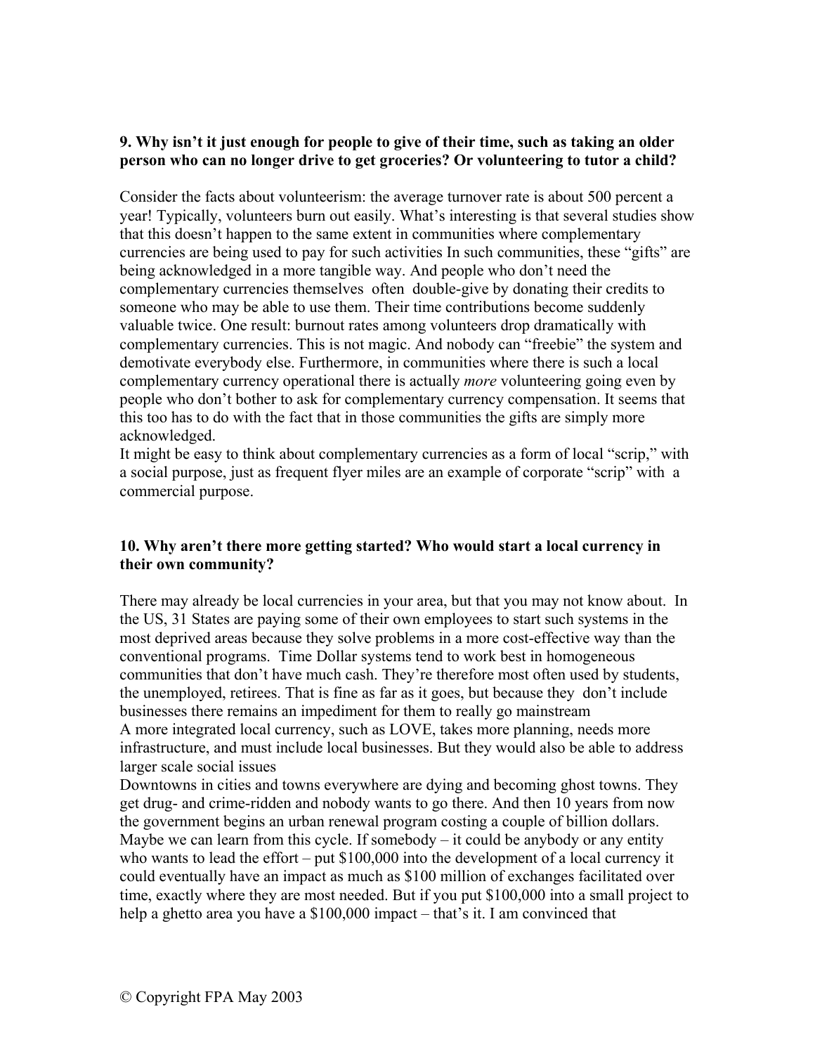**9. Why isn't it just enough for people to give of their time, such as taking an older person who can no longer drive to get groceries? Or volunteering to tutor a child?**

Consider the facts about volunteerism: the average turnover rate is about 500 percent a year! Typically, volunteers burn out easily. What's interesting is that several studies show that this doesn't happen to the same extent in communities where complementary currencies are being used to pay for such activities In such communities, these "gifts" are being acknowledged in a more tangible way. And people who don't need the complementary currencies themselves often double-give by donating their credits to someone who may be able to use them. Their time contributions become suddenly valuable twice. One result: burnout rates among volunteers drop dramatically with complementary currencies. This is not magic. And nobody can "freebie" the system and demotivate everybody else. Furthermore, in communities where there is such a local complementary currency operational there is actually *more* volunteering going even by people who don't bother to ask for complementary currency compensation. It seems that this too has to do with the fact that in those communities the gifts are simply more acknowledged.

It might be easy to think about complementary currencies as a form of local "scrip," with a social purpose, just as frequent flyer miles are an example of corporate "scrip" with a commercial purpose.

**10. Why aren't there more getting started? Who would start a local currency in their own community?**

There may already be local currencies in your area, but that you may not know about. In the US, 31 States are paying some of their own employees to start such systems in the most deprived areas because they solve problems in a more cost-effective way than the conventional programs. Time Dollar systems tend to work best in homogeneous communities that don't have much cash. They're therefore most often used by students, the unemployed, retirees. That is fine as far as it goes, but because they don't include businesses there remains an impediment for them to really go mainstream

A more integrated local currency, such as LOVE, takes more planning, needs more infrastructure, and must include local businesses. But they would also be able to address larger scale social issues

Downtowns in cities and towns everywhere are dying and becoming ghost towns. They get drug- and crime-ridden and nobody wants to go there. And then 10 years from now the government begins an urban renewal program costing a couple of billion dollars. Maybe we can learn from this cycle. If somebody – it could be anybody or any entity who wants to lead the effort – put $100,000 into the development of a local currency it could eventually have an impact as much as $100 million of exchanges facilitated over time, exactly where they are most needed. But if you put $100,000 into a small project to help a ghetto area you have a $100,000 impact – that's it. I am convinced that

© Copyright FPA May 2003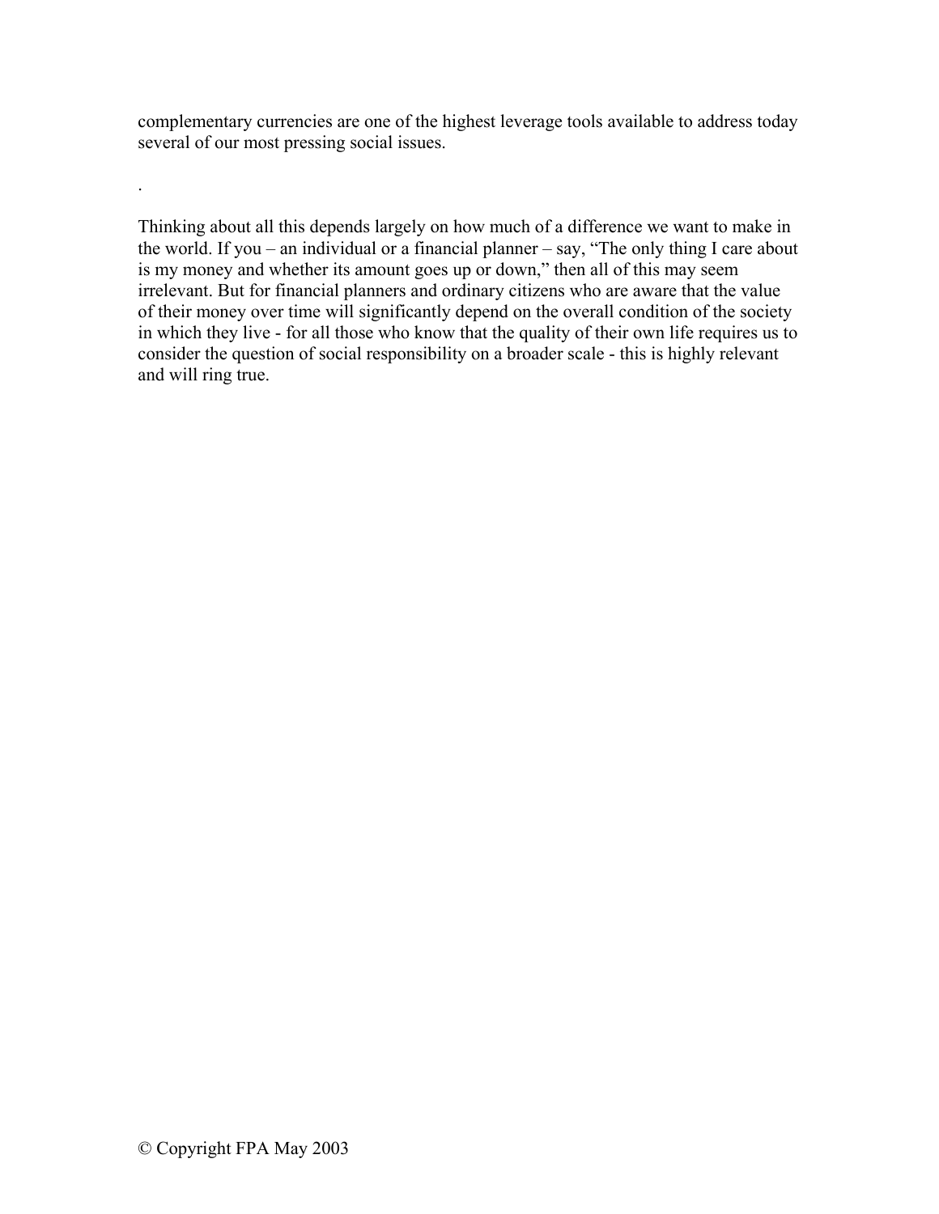complementary currencies are one of the highest leverage tools available to address today several of our most pressing social issues.

.

Thinking about all this depends largely on how much of a difference we want to make in the world. If you – an individual or a financial planner – say, "The only thing I care about is my money and whether its amount goes up or down," then all of this may seem irrelevant. But for financial planners and ordinary citizens who are aware that the value of their money over time will significantly depend on the overall condition of the society in which they live - for all those who know that the quality of their own life requires us to consider the question of social responsibility on a broader scale - this is highly relevant and will ring true.